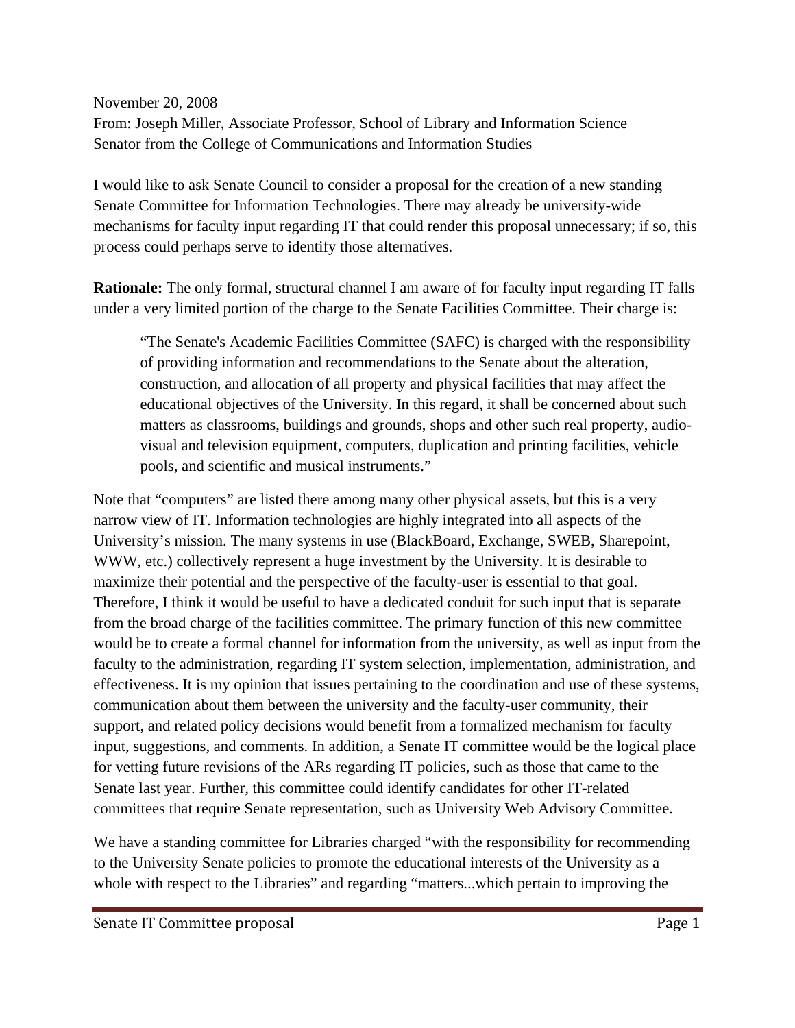November 20, 2008
From: Joseph Miller, Associate Professor, School of Library and Information Science
Senator from the College of Communications and Information Studies

I would like to ask Senate Council to consider a proposal for the creation of a new standing Senate Committee for Information Technologies. There may already be university-wide mechanisms for faculty input regarding IT that could render this proposal unnecessary; if so, this process could perhaps serve to identify those alternatives.

**Rationale:** The only formal, structural channel I am aware of for faculty input regarding IT falls under a very limited portion of the charge to the Senate Facilities Committee. Their charge is:

> "The Senate's Academic Facilities Committee (SAFC) is charged with the responsibility of providing information and recommendations to the Senate about the alteration, construction, and allocation of all property and physical facilities that may affect the educational objectives of the University. In this regard, it shall be concerned about such matters as classrooms, buildings and grounds, shops and other such real property, audio-visual and television equipment, computers, duplication and printing facilities, vehicle pools, and scientific and musical instruments."

Note that "computers" are listed there among many other physical assets, but this is a very narrow view of IT. Information technologies are highly integrated into all aspects of the University's mission. The many systems in use (BlackBoard, Exchange, SWEB, Sharepoint, WWW, etc.) collectively represent a huge investment by the University. It is desirable to maximize their potential and the perspective of the faculty-user is essential to that goal. Therefore, I think it would be useful to have a dedicated conduit for such input that is separate from the broad charge of the facilities committee. The primary function of this new committee would be to create a formal channel for information from the university, as well as input from the faculty to the administration, regarding IT system selection, implementation, administration, and effectiveness. It is my opinion that issues pertaining to the coordination and use of these systems, communication about them between the university and the faculty-user community, their support, and related policy decisions would benefit from a formalized mechanism for faculty input, suggestions, and comments. In addition, a Senate IT committee would be the logical place for vetting future revisions of the ARs regarding IT policies, such as those that came to the Senate last year. Further, this committee could identify candidates for other IT-related committees that require Senate representation, such as University Web Advisory Committee.

We have a standing committee for Libraries charged "with the responsibility for recommending to the University Senate policies to promote the educational interests of the University as a whole with respect to the Libraries" and regarding "matters...which pertain to improving the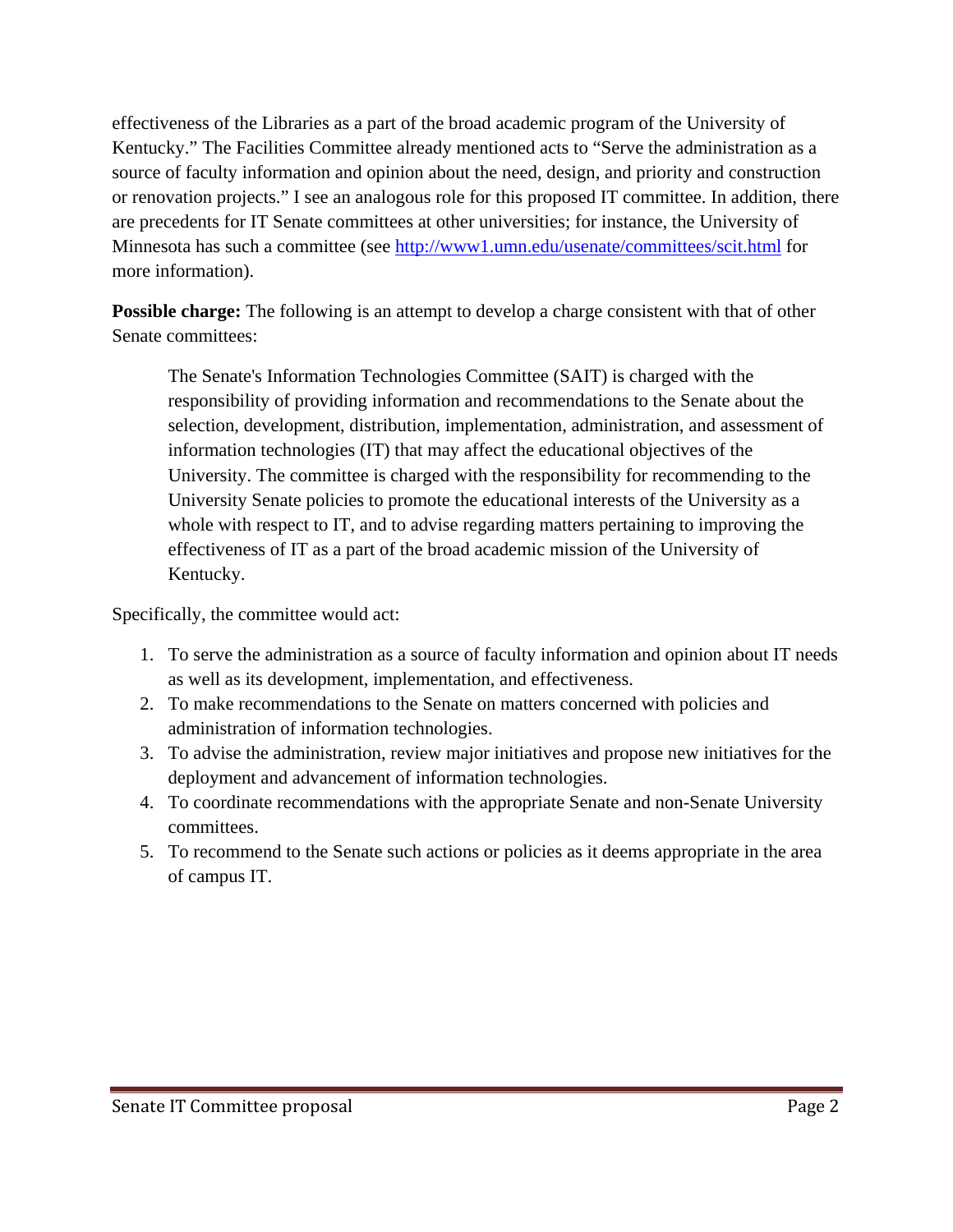effectiveness of the Libraries as a part of the broad academic program of the University of Kentucky." The Facilities Committee already mentioned acts to "Serve the administration as a source of faculty information and opinion about the need, design, and priority and construction or renovation projects." I see an analogous role for this proposed IT committee. In addition, there are precedents for IT Senate committees at other universities; for instance, the University of Minnesota has such a committee (see http://www1.umn.edu/usenate/committees/scit.html for more information).

**Possible charge:** The following is an attempt to develop a charge consistent with that of other Senate committees:

> The Senate's Information Technologies Committee (SAIT) is charged with the responsibility of providing information and recommendations to the Senate about the selection, development, distribution, implementation, administration, and assessment of information technologies (IT) that may affect the educational objectives of the University. The committee is charged with the responsibility for recommending to the University Senate policies to promote the educational interests of the University as a whole with respect to IT, and to advise regarding matters pertaining to improving the effectiveness of IT as a part of the broad academic mission of the University of Kentucky.

Specifically, the committee would act:

1. To serve the administration as a source of faculty information and opinion about IT needs as well as its development, implementation, and effectiveness.
2. To make recommendations to the Senate on matters concerned with policies and administration of information technologies.
3. To advise the administration, review major initiatives and propose new initiatives for the deployment and advancement of information technologies.
4. To coordinate recommendations with the appropriate Senate and non-Senate University committees.
5. To recommend to the Senate such actions or policies as it deems appropriate in the area of campus IT.